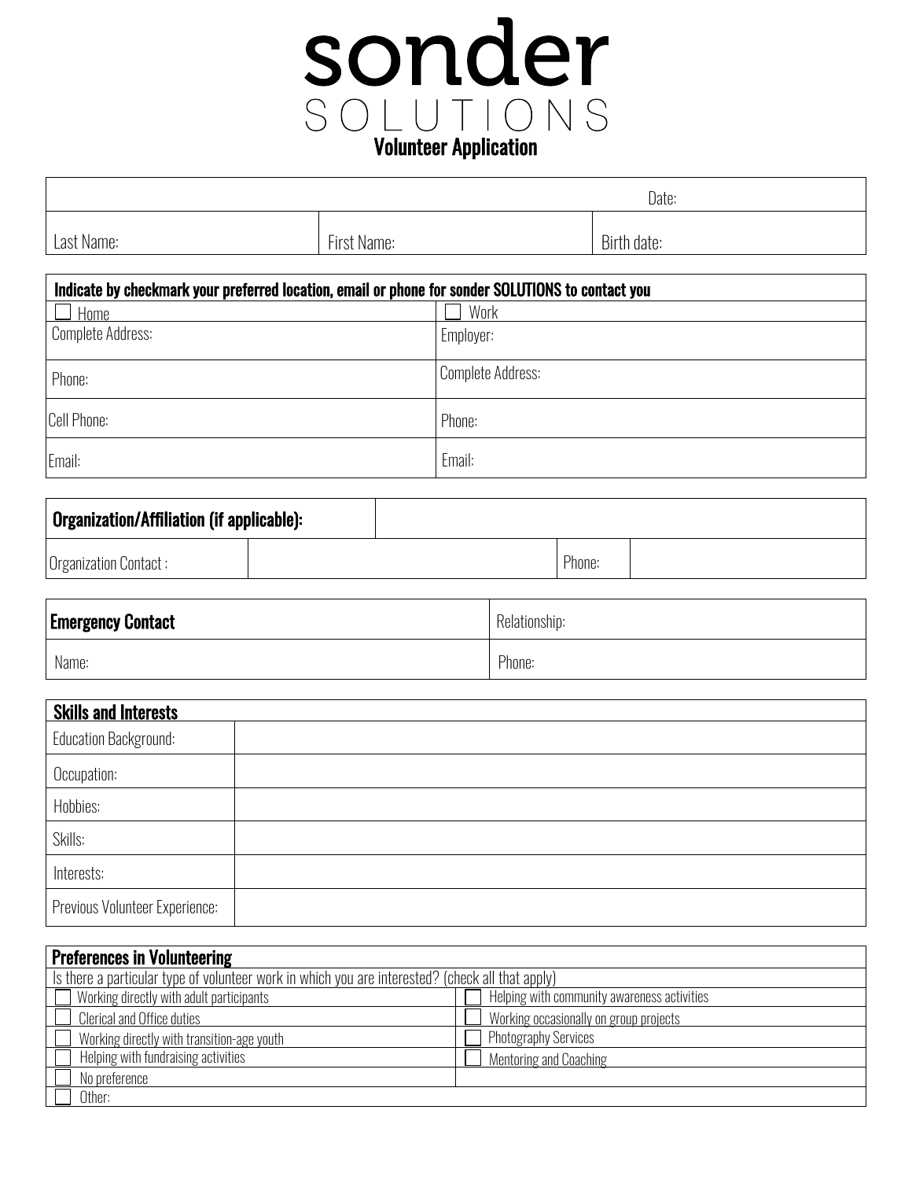# sonder SOLUTIONS

## Volunteer Application

| | | Date: |
|---|---|---|
| Last Name: | First Name: | Birth date: |

| Indicate by checkmark your preferred location, email or phone for sonder SOLUTIONS to contact you | |
|---|---|
| ☐ Home | ☐ Work |
| Complete Address: | Employer: |
| Phone: | Complete Address: |
| Cell Phone: | Phone: |
| Email: | Email: |

| **Organization/Affiliation (if applicable):** | | | |
|---|---|---|---|
| Organization Contact : | | Phone: | |

| **Emergency Contact** | Relationship: |
|---|---|
| Name: | Phone: |

| **Skills and Interests** | |
|---|---|
| Education Background: | |
| Occupation: | |
| Hobbies: | |
| Skills: | |
| Interests: | |
| Previous Volunteer Experience: | |

| **Preferences in Volunteering** | |
|---|---|
| Is there a particular type of volunteer work in which you are interested? (check all that apply) | |
| ☐ Working directly with adult participants | ☐ Helping with community awareness activities |
| ☐ Clerical and Office duties | ☐ Working occasionally on group projects |
| ☐ Working directly with transition-age youth | ☐ Photography Services |
| ☐ Helping with fundraising activities | ☐ Mentoring and Coaching |
| ☐ No preference | |
| ☐ Other: | |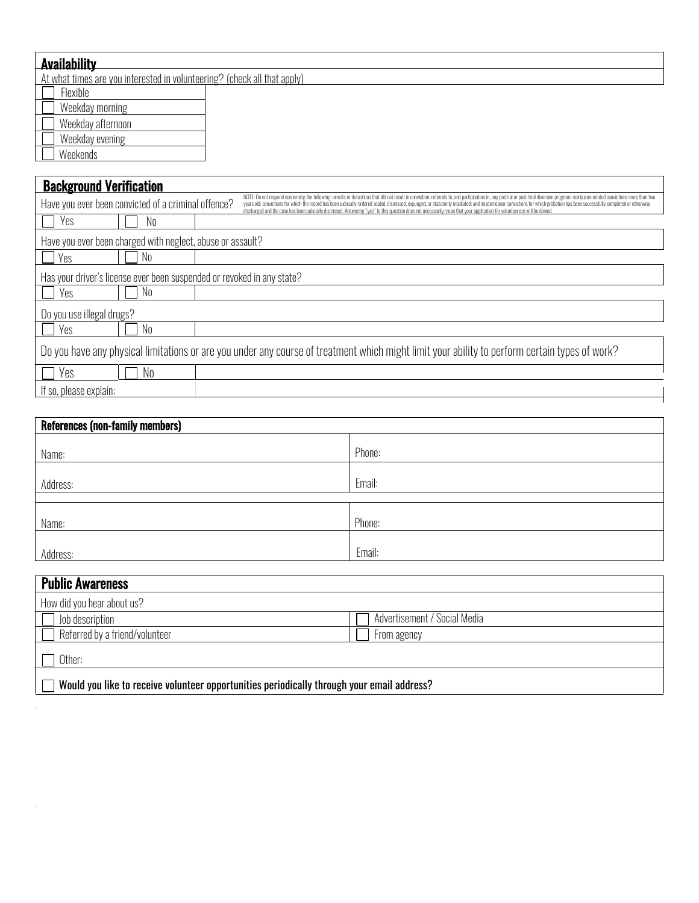## Availability

At what times are you interested in volunteering? (check all that apply)

- ☐ Flexible
- ☐ Weekday morning
- ☐ Weekday afternoon
- ☐ Weekday evening
- ☐ Weekends

## Background Verification

Have you ever been convicted of a criminal offence?

NOTE: Do not respond concerning the following: arrests or detentions that did not result in conviction; referrals to, and participation in, any pretrial or post-trial diversion program; marijuana-related convictions more than two years old; convictions for which the record has been judicially-ordered sealed, dismissed, expunged, or statutorily irradiated; and misdemeanor convictions for which probation has been successfully completed or otherwise discharged and the case has been judicially dismissed. Answering "yes" to this question does not necessarily mean that your application for volunteerism will be denied.

☐ Yes ☐ No

Have you ever been charged with neglect, abuse or assault?

☐ Yes ☐ No

Has your driver's license ever been suspended or revoked in any state?

☐ Yes ☐ No

Do you use illegal drugs?

☐ Yes ☐ No

Do you have any physical limitations or are you under any course of treatment which might limit your ability to perform certain types of work?

☐ Yes ☐ No

If so, please explain:

## References (non-family members)

| | |
|---|---|
| Name: | Phone: |
| Address: | Email: |
| Name: | Phone: |
| Address: | Email: |

## Public Awareness

How did you hear about us?

| | |
|---|---|
| ☐ Job description | ☐ Advertisement / Social Media |
| ☐ Referred by a friend/volunteer | ☐ From agency |

☐ Other:

☐ **Would you like to receive volunteer opportunities periodically through your email address?**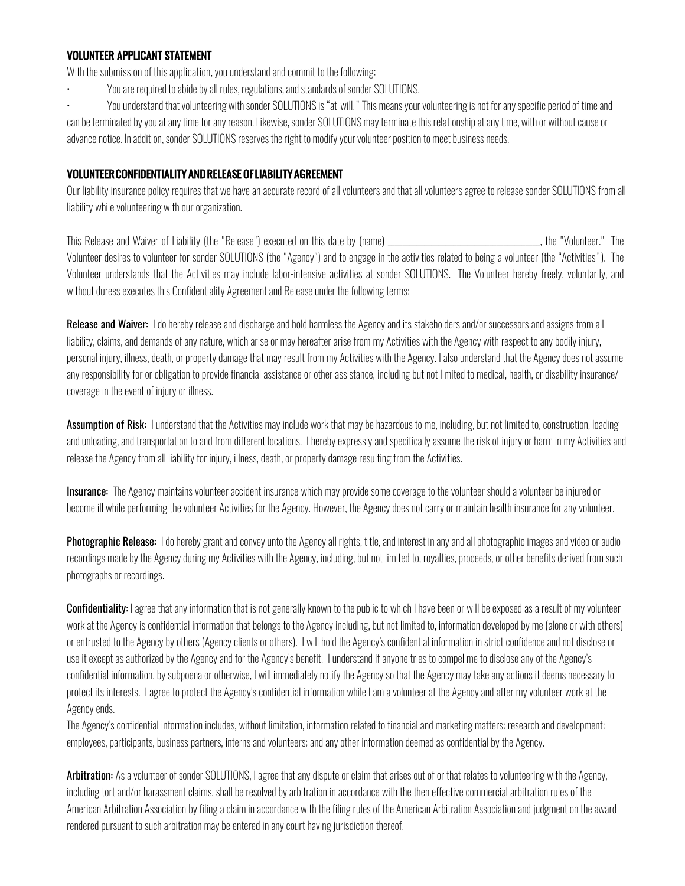### VOLUNTEER APPLICANT STATEMENT

With the submission of this application, you understand and commit to the following:

- You are required to abide by all rules, regulations, and standards of sonder SOLUTIONS.
- You understand that volunteering with sonder SOLUTIONS is "at-will." This means your volunteering is not for any specific period of time and can be terminated by you at any time for any reason. Likewise, sonder SOLUTIONS may terminate this relationship at any time, with or without cause or advance notice. In addition, sonder SOLUTIONS reserves the right to modify your volunteer position to meet business needs.

### VOLUNTEER CONFIDENTIALITY AND RELEASE OF LIABILITY AGREEMENT

Our liability insurance policy requires that we have an accurate record of all volunteers and that all volunteers agree to release sonder SOLUTIONS from all liability while volunteering with our organization.

This Release and Waiver of Liability (the "Release") executed on this date by (name) ________________________________, the "Volunteer." The Volunteer desires to volunteer for sonder SOLUTIONS (the "Agency") and to engage in the activities related to being a volunteer (the "Activities"). The Volunteer understands that the Activities may include labor-intensive activities at sonder SOLUTIONS. The Volunteer hereby freely, voluntarily, and without duress executes this Confidentiality Agreement and Release under the following terms:

**Release and Waiver:** I do hereby release and discharge and hold harmless the Agency and its stakeholders and/or successors and assigns from all liability, claims, and demands of any nature, which arise or may hereafter arise from my Activities with the Agency with respect to any bodily injury, personal injury, illness, death, or property damage that may result from my Activities with the Agency. I also understand that the Agency does not assume any responsibility for or obligation to provide financial assistance or other assistance, including but not limited to medical, health, or disability insurance/ coverage in the event of injury or illness.

**Assumption of Risk:** I understand that the Activities may include work that may be hazardous to me, including, but not limited to, construction, loading and unloading, and transportation to and from different locations. I hereby expressly and specifically assume the risk of injury or harm in my Activities and release the Agency from all liability for injury, illness, death, or property damage resulting from the Activities.

**Insurance:** The Agency maintains volunteer accident insurance which may provide some coverage to the volunteer should a volunteer be injured or become ill while performing the volunteer Activities for the Agency. However, the Agency does not carry or maintain health insurance for any volunteer.

**Photographic Release:** I do hereby grant and convey unto the Agency all rights, title, and interest in any and all photographic images and video or audio recordings made by the Agency during my Activities with the Agency, including, but not limited to, royalties, proceeds, or other benefits derived from such photographs or recordings.

**Confidentiality:** I agree that any information that is not generally known to the public to which I have been or will be exposed as a result of my volunteer work at the Agency is confidential information that belongs to the Agency including, but not limited to, information developed by me (alone or with others) or entrusted to the Agency by others (Agency clients or others). I will hold the Agency's confidential information in strict confidence and not disclose or use it except as authorized by the Agency and for the Agency's benefit. I understand if anyone tries to compel me to disclose any of the Agency's confidential information, by subpoena or otherwise, I will immediately notify the Agency so that the Agency may take any actions it deems necessary to protect its interests. I agree to protect the Agency's confidential information while I am a volunteer at the Agency and after my volunteer work at the Agency ends.

The Agency's confidential information includes, without limitation, information related to financial and marketing matters; research and development; employees, participants, business partners, interns and volunteers; and any other information deemed as confidential by the Agency.

**Arbitration:** As a volunteer of sonder SOLUTIONS, I agree that any dispute or claim that arises out of or that relates to volunteering with the Agency, including tort and/or harassment claims, shall be resolved by arbitration in accordance with the then effective commercial arbitration rules of the American Arbitration Association by filing a claim in accordance with the filing rules of the American Arbitration Association and judgment on the award rendered pursuant to such arbitration may be entered in any court having jurisdiction thereof.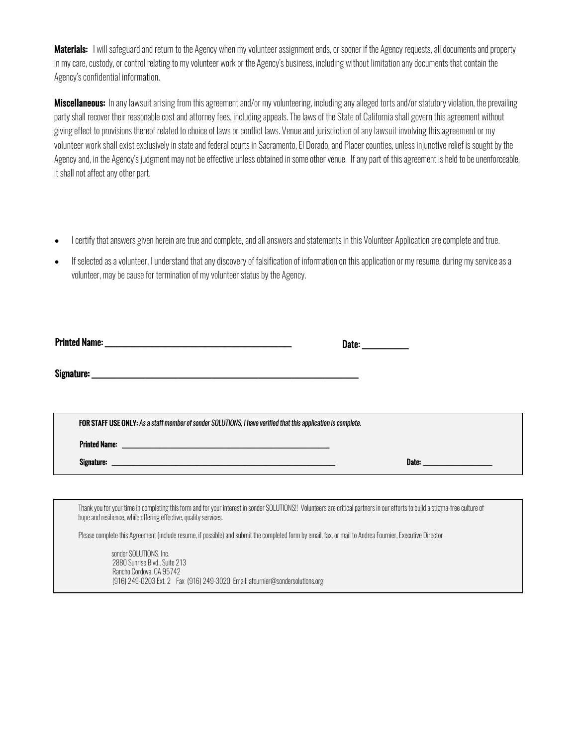**Materials:** I will safeguard and return to the Agency when my volunteer assignment ends, or sooner if the Agency requests, all documents and property in my care, custody, or control relating to my volunteer work or the Agency's business, including without limitation any documents that contain the Agency's confidential information.

**Miscellaneous:** In any lawsuit arising from this agreement and/or my volunteering, including any alleged torts and/or statutory violation, the prevailing party shall recover their reasonable cost and attorney fees, including appeals. The laws of the State of California shall govern this agreement without giving effect to provisions thereof related to choice of laws or conflict laws. Venue and jurisdiction of any lawsuit involving this agreement or my volunteer work shall exist exclusively in state and federal courts in Sacramento, El Dorado, and Placer counties, unless injunctive relief is sought by the Agency and, in the Agency's judgment may not be effective unless obtained in some other venue. If any part of this agreement is held to be unenforceable, it shall not affect any other part.

- I certify that answers given herein are true and complete, and all answers and statements in this Volunteer Application are complete and true.
- If selected as a volunteer, I understand that any discovery of falsification of information on this application or my resume, during my service as a volunteer, may be cause for termination of my volunteer status by the Agency.

**Printed Name:** ______________________________ **Date:** __________

**Signature:** ________________________________________

**FOR STAFF USE ONLY:** *As a staff member of sonder SOLUTIONS, I have verified that this application is complete.*

**Printed Name:** ______________________________

**Signature:** ______________________________ **Date:** ______________

Thank you for your time in completing this form and for your interest in sonder SOLUTIONS!! Volunteers are critical partners in our efforts to build a stigma-free culture of hope and resilience, while offering effective, quality services.

Please complete this Agreement (include resume, if possible) and submit the completed form by email, fax, or mail to Andrea Fournier, Executive Director

sonder SOLUTIONS, Inc.
2880 Sunrise Blvd., Suite 213
Rancho Cordova, CA 95742
(916) 249-0203 Ext. 2 Fax (916) 249-3020 Email: afournier@sondersolutions.org